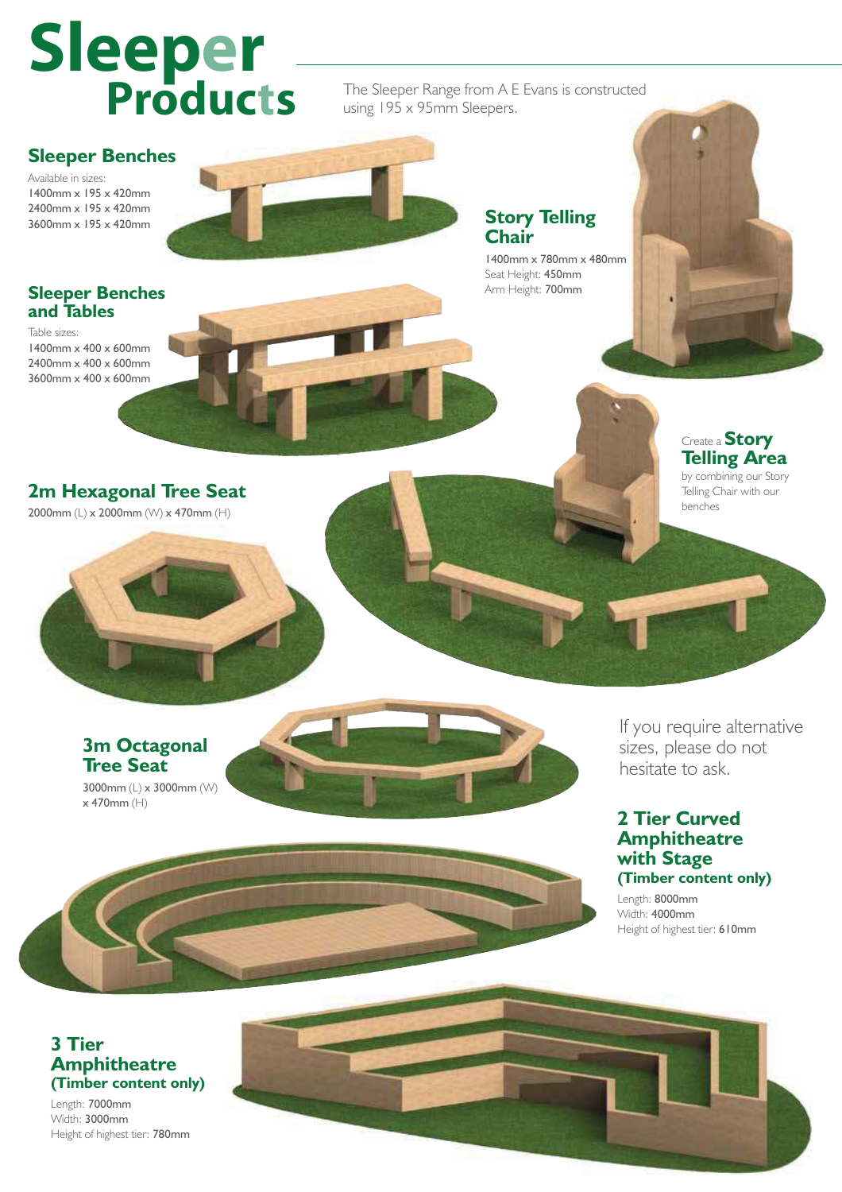# Sleeper Products

The Sleeper Range from A E Evans is constructed using 195 x 95mm Sleepers.

## Sleeper Benches

Available in sizes:
1400mm x 195 x 420mm
2400mm x 195 x 420mm
3600mm x 195 x 420mm

## Story Telling Chair

1400mm x 780mm x 480mm
Seat Height: **450mm**
Arm Height: **700mm**

## Sleeper Benches and Tables

Table sizes:
1400mm x 400 x 600mm
2400mm x 400 x 600mm
3600mm x 400 x 600mm

Create a **Story Telling Area** by combining our Story Telling Chair with our benches

## 2m Hexagonal Tree Seat

2000mm (L) x 2000mm (W) x 470mm (H)

## 3m Octagonal Tree Seat

3000mm (L) x 3000mm (W) x 470mm (H)

If you require alternative sizes, please do not hesitate to ask.

## 2 Tier Curved Amphitheatre with Stage (Timber content only)

Length: **8000mm**
Width: **4000mm**
Height of highest tier: **610mm**

## 3 Tier Amphitheatre (Timber content only)

Length: **7000mm**
Width: **3000mm**
Height of highest tier: **780mm**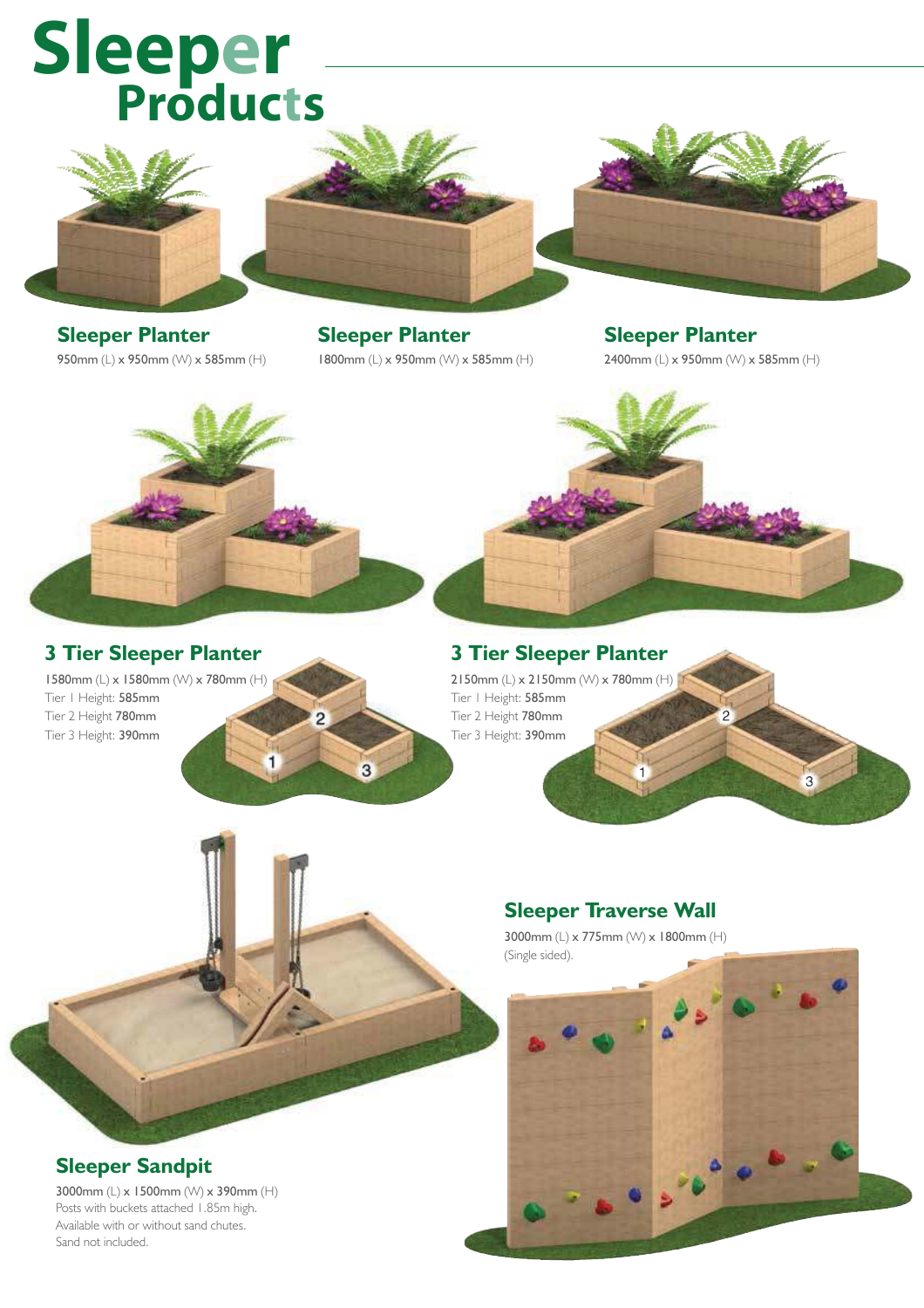# Sleeper Products

## Sleeper Planter

950mm (L) x 950mm (W) x 585mm (H)

## Sleeper Planter

1800mm (L) x 950mm (W) x 585mm (H)

## Sleeper Planter

2400mm (L) x 950mm (W) x 585mm (H)

## 3 Tier Sleeper Planter

1580mm (L) x 1580mm (W) x 780mm (H)
Tier 1 Height: 585mm
Tier 2 Height 780mm
Tier 3 Height: 390mm

## 3 Tier Sleeper Planter

2150mm (L) x 2150mm (W) x 780mm (H)
Tier 1 Height: 585mm
Tier 2 Height 780mm
Tier 3 Height: 390mm

## Sleeper Traverse Wall

3000mm (L) x 775mm (W) x 1800mm (H)
(Single sided).

## Sleeper Sandpit

3000mm (L) x 1500mm (W) x 390mm (H)
Posts with buckets attached 1.85m high.
Available with or without sand chutes.
Sand not included.